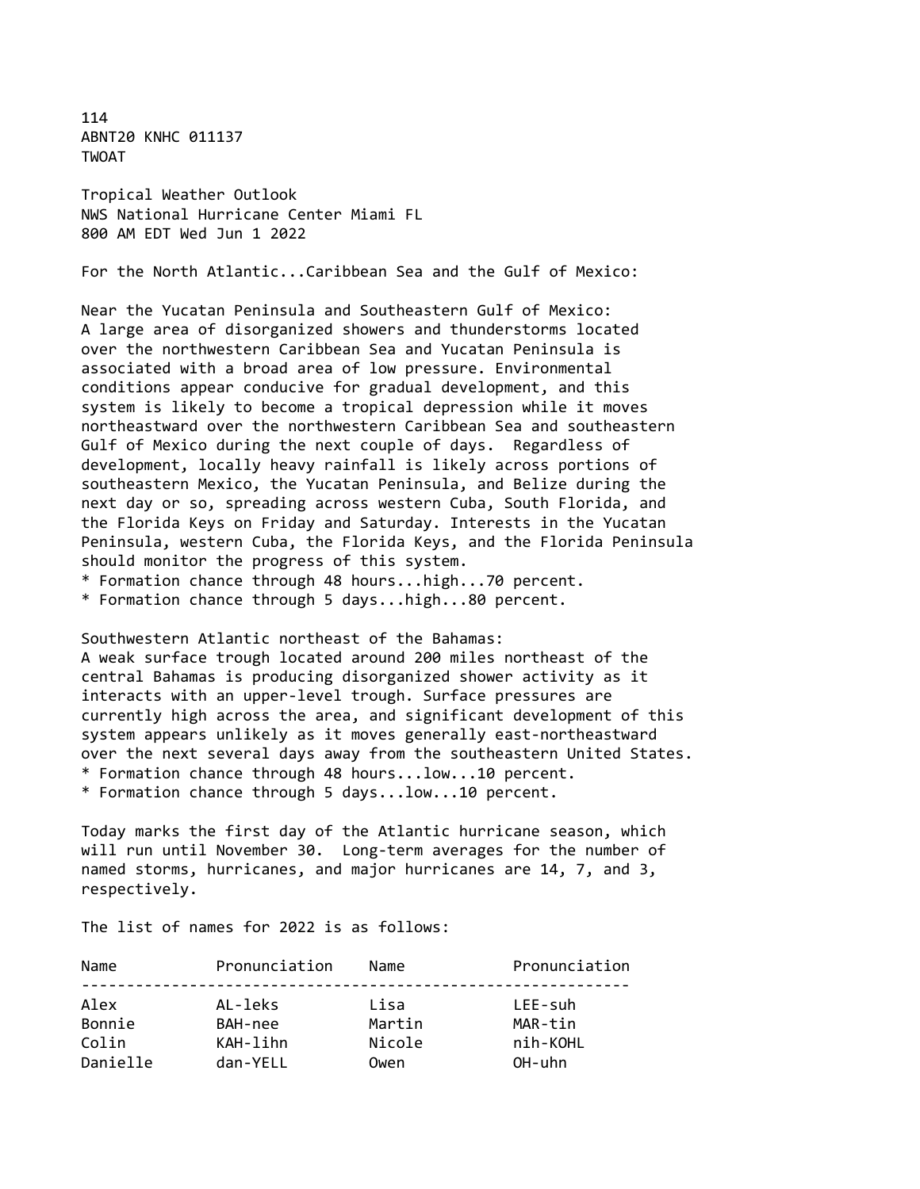114
ABNT20 KNHC 011137
TWOAT

Tropical Weather Outlook
NWS National Hurricane Center Miami FL
800 AM EDT Wed Jun 1 2022

For the North Atlantic...Caribbean Sea and the Gulf of Mexico:

Near the Yucatan Peninsula and Southeastern Gulf of Mexico:
A large area of disorganized showers and thunderstorms located over the northwestern Caribbean Sea and Yucatan Peninsula is associated with a broad area of low pressure. Environmental conditions appear conducive for gradual development, and this system is likely to become a tropical depression while it moves northeastward over the northwestern Caribbean Sea and southeastern Gulf of Mexico during the next couple of days. Regardless of development, locally heavy rainfall is likely across portions of southeastern Mexico, the Yucatan Peninsula, and Belize during the next day or so, spreading across western Cuba, South Florida, and the Florida Keys on Friday and Saturday. Interests in the Yucatan Peninsula, western Cuba, the Florida Keys, and the Florida Peninsula should monitor the progress of this system.

* Formation chance through 48 hours...high...70 percent.
* Formation chance through 5 days...high...80 percent.

Southwestern Atlantic northeast of the Bahamas:
A weak surface trough located around 200 miles northeast of the central Bahamas is producing disorganized shower activity as it interacts with an upper-level trough. Surface pressures are currently high across the area, and significant development of this system appears unlikely as it moves generally east-northeastward over the next several days away from the southeastern United States.

* Formation chance through 48 hours...low...10 percent.
* Formation chance through 5 days...low...10 percent.

Today marks the first day of the Atlantic hurricane season, which will run until November 30. Long-term averages for the number of named storms, hurricanes, and major hurricanes are 14, 7, and 3, respectively.

The list of names for 2022 is as follows:

| Name | Pronunciation | Name | Pronunciation |
|---|---|---|---|
| Alex | AL-leks | Lisa | LEE-suh |
| Bonnie | BAH-nee | Martin | MAR-tin |
| Colin | KAH-lihn | Nicole | nih-KOHL |
| Danielle | dan-YELL | Owen | OH-uhn |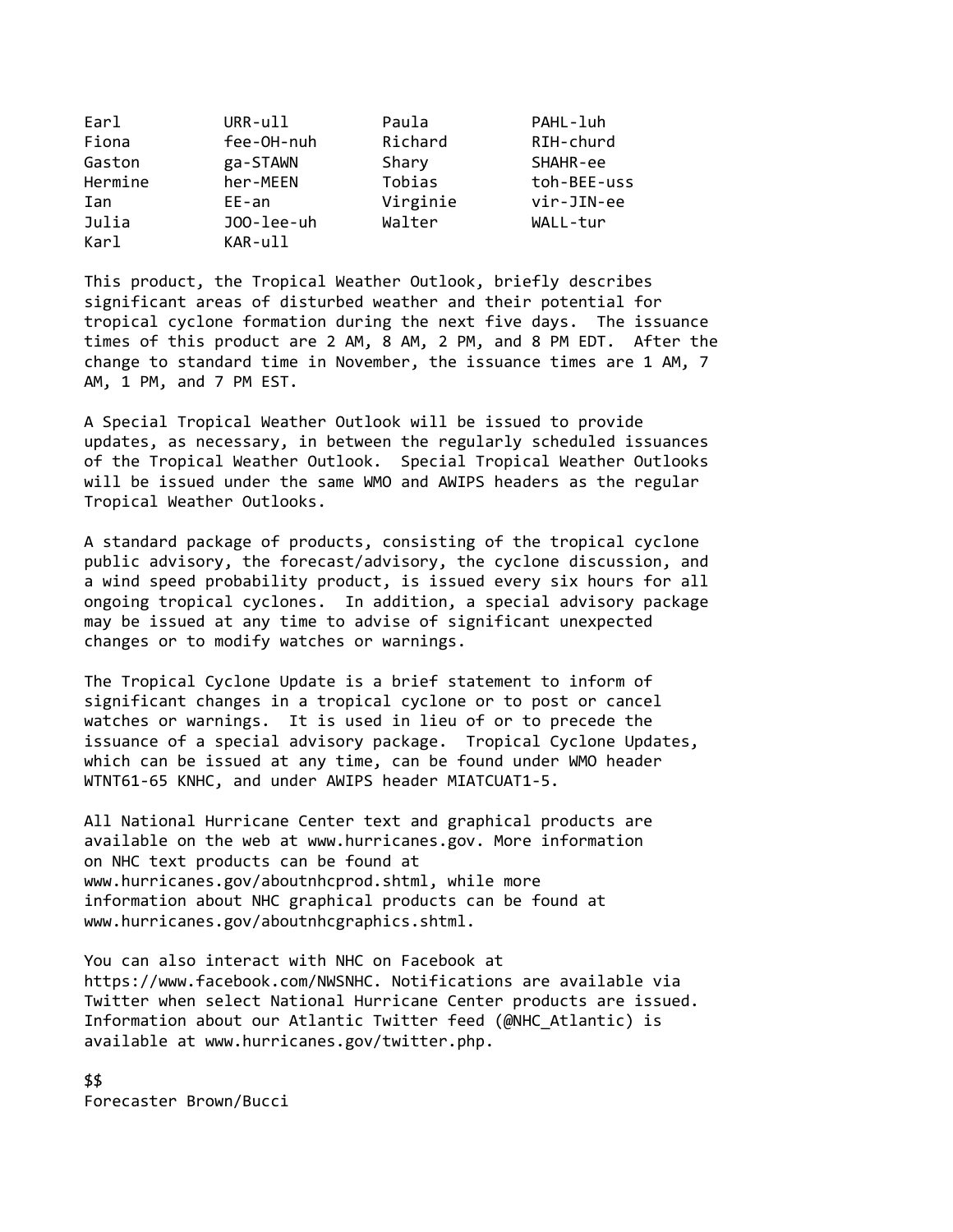| | | | |
|---|---|---|---|
| Earl | URR-ull | Paula | PAHL-luh |
| Fiona | fee-OH-nuh | Richard | RIH-churd |
| Gaston | ga-STAWN | Shary | SHAHR-ee |
| Hermine | her-MEEN | Tobias | toh-BEE-uss |
| Ian | EE-an | Virginie | vir-JIN-ee |
| Julia | JOO-lee-uh | Walter | WALL-tur |
| Karl | KAR-ull | | |

This product, the Tropical Weather Outlook, briefly describes significant areas of disturbed weather and their potential for tropical cyclone formation during the next five days. The issuance times of this product are 2 AM, 8 AM, 2 PM, and 8 PM EDT. After the change to standard time in November, the issuance times are 1 AM, 7 AM, 1 PM, and 7 PM EST.

A Special Tropical Weather Outlook will be issued to provide updates, as necessary, in between the regularly scheduled issuances of the Tropical Weather Outlook. Special Tropical Weather Outlooks will be issued under the same WMO and AWIPS headers as the regular Tropical Weather Outlooks.

A standard package of products, consisting of the tropical cyclone public advisory, the forecast/advisory, the cyclone discussion, and a wind speed probability product, is issued every six hours for all ongoing tropical cyclones. In addition, a special advisory package may be issued at any time to advise of significant unexpected changes or to modify watches or warnings.

The Tropical Cyclone Update is a brief statement to inform of significant changes in a tropical cyclone or to post or cancel watches or warnings. It is used in lieu of or to precede the issuance of a special advisory package. Tropical Cyclone Updates, which can be issued at any time, can be found under WMO header WTNT61-65 KNHC, and under AWIPS header MIATCUAT1-5.

All National Hurricane Center text and graphical products are available on the web at www.hurricanes.gov. More information on NHC text products can be found at www.hurricanes.gov/aboutnhcprod.shtml, while more information about NHC graphical products can be found at www.hurricanes.gov/aboutnhcgraphics.shtml.

You can also interact with NHC on Facebook at https://www.facebook.com/NWSNHC. Notifications are available via Twitter when select National Hurricane Center products are issued. Information about our Atlantic Twitter feed (@NHC_Atlantic) is available at www.hurricanes.gov/twitter.php.

$$

Forecaster Brown/Bucci